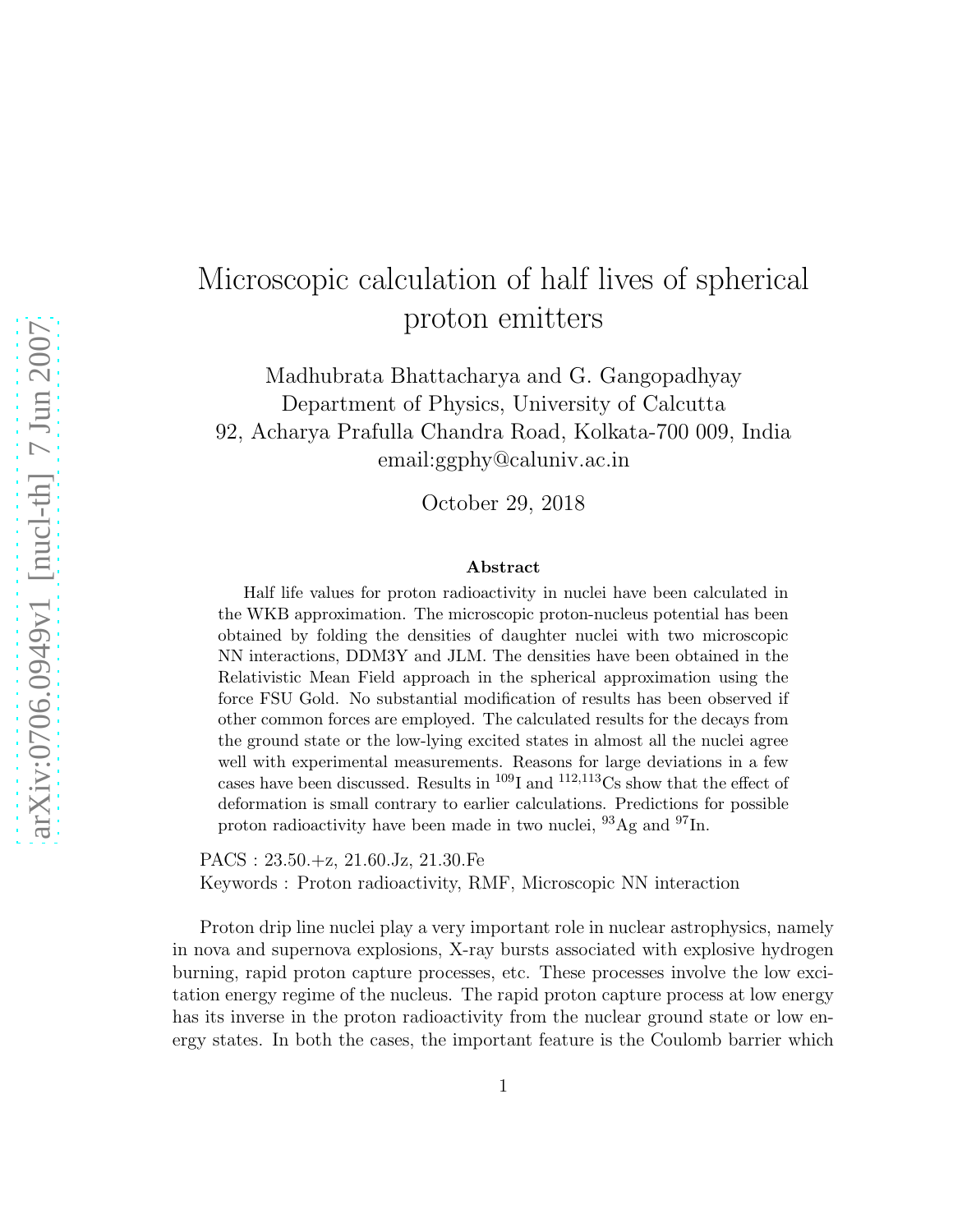# Microscopic calculation of half lives of spherical proton emitters

Madhubrata Bhattacharya and G. Gangopadhyay
Department of Physics, University of Calcutta
92, Acharya Prafulla Chandra Road, Kolkata-700 009, India
email:ggphy@caluniv.ac.in

October 29, 2018

### Abstract

Half life values for proton radioactivity in nuclei have been calculated in the WKB approximation. The microscopic proton-nucleus potential has been obtained by folding the densities of daughter nuclei with two microscopic NN interactions, DDM3Y and JLM. The densities have been obtained in the Relativistic Mean Field approach in the spherical approximation using the force FSU Gold. No substantial modification of results has been observed if other common forces are employed. The calculated results for the decays from the ground state or the low-lying excited states in almost all the nuclei agree well with experimental measurements. Reasons for large deviations in a few cases have been discussed. Results in $^{109}$I and $^{112,113}$Cs show that the effect of deformation is small contrary to earlier calculations. Predictions for possible proton radioactivity have been made in two nuclei, $^{93}$Ag and $^{97}$In.

PACS : 23.50.+z, 21.60.Jz, 21.30.Fe
Keywords : Proton radioactivity, RMF, Microscopic NN interaction

Proton drip line nuclei play a very important role in nuclear astrophysics, namely in nova and supernova explosions, X-ray bursts associated with explosive hydrogen burning, rapid proton capture processes, etc. These processes involve the low excitation energy regime of the nucleus. The rapid proton capture process at low energy has its inverse in the proton radioactivity from the nuclear ground state or low energy states. In both the cases, the important feature is the Coulomb barrier which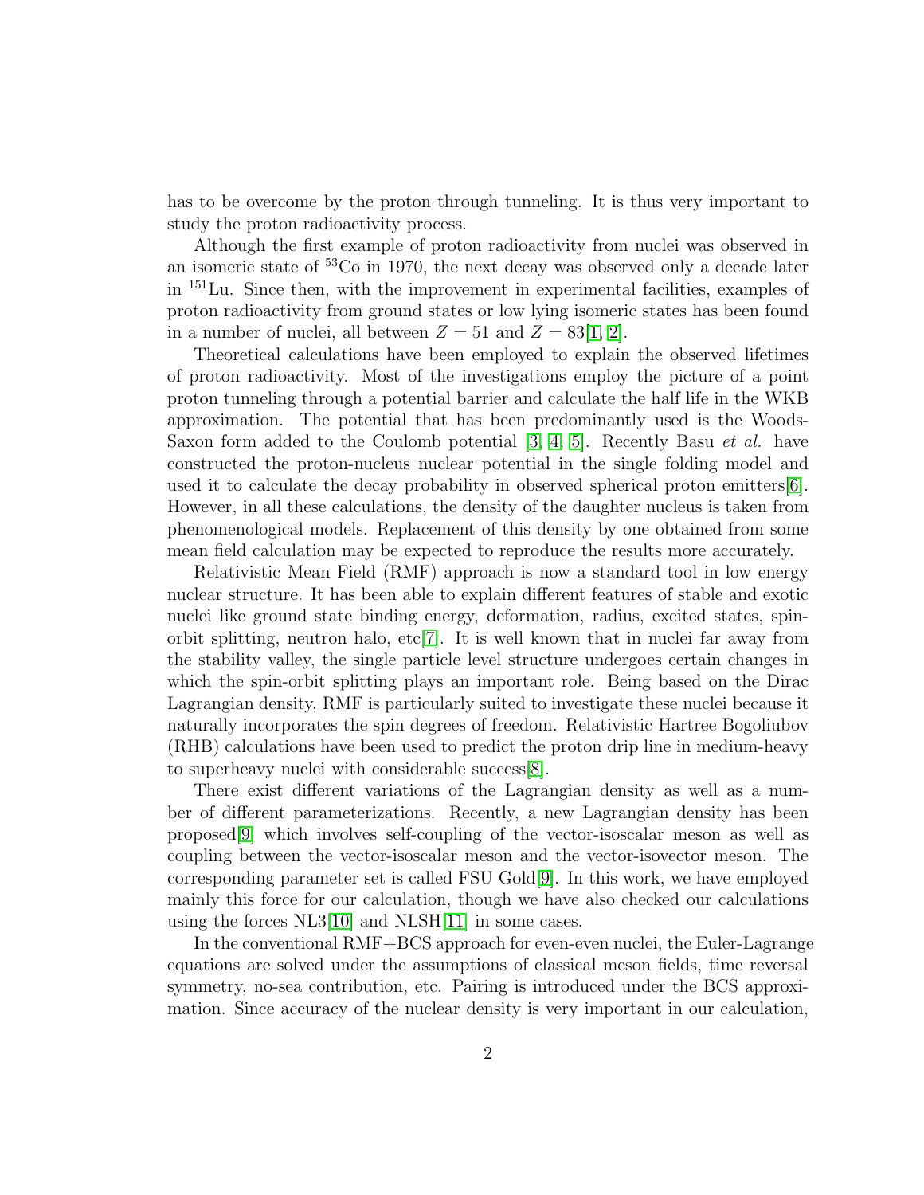has to be overcome by the proton through tunneling. It is thus very important to study the proton radioactivity process.

Although the first example of proton radioactivity from nuclei was observed in an isomeric state of $^{53}$Co in 1970, the next decay was observed only a decade later in $^{151}$Lu. Since then, with the improvement in experimental facilities, examples of proton radioactivity from ground states or low lying isomeric states has been found in a number of nuclei, all between $Z = 51$ and $Z = 83$[1, 2].

Theoretical calculations have been employed to explain the observed lifetimes of proton radioactivity. Most of the investigations employ the picture of a point proton tunneling through a potential barrier and calculate the half life in the WKB approximation. The potential that has been predominantly used is the Woods-Saxon form added to the Coulomb potential [3, 4, 5]. Recently Basu *et al.* have constructed the proton-nucleus nuclear potential in the single folding model and used it to calculate the decay probability in observed spherical proton emitters[6]. However, in all these calculations, the density of the daughter nucleus is taken from phenomenological models. Replacement of this density by one obtained from some mean field calculation may be expected to reproduce the results more accurately.

Relativistic Mean Field (RMF) approach is now a standard tool in low energy nuclear structure. It has been able to explain different features of stable and exotic nuclei like ground state binding energy, deformation, radius, excited states, spin-orbit splitting, neutron halo, etc[7]. It is well known that in nuclei far away from the stability valley, the single particle level structure undergoes certain changes in which the spin-orbit splitting plays an important role. Being based on the Dirac Lagrangian density, RMF is particularly suited to investigate these nuclei because it naturally incorporates the spin degrees of freedom. Relativistic Hartree Bogoliubov (RHB) calculations have been used to predict the proton drip line in medium-heavy to superheavy nuclei with considerable success[8].

There exist different variations of the Lagrangian density as well as a number of different parameterizations. Recently, a new Lagrangian density has been proposed[9] which involves self-coupling of the vector-isoscalar meson as well as coupling between the vector-isoscalar meson and the vector-isovector meson. The corresponding parameter set is called FSU Gold[9]. In this work, we have employed mainly this force for our calculation, though we have also checked our calculations using the forces NL3[10] and NLSH[11] in some cases.

In the conventional RMF+BCS approach for even-even nuclei, the Euler-Lagrange equations are solved under the assumptions of classical meson fields, time reversal symmetry, no-sea contribution, etc. Pairing is introduced under the BCS approximation. Since accuracy of the nuclear density is very important in our calculation,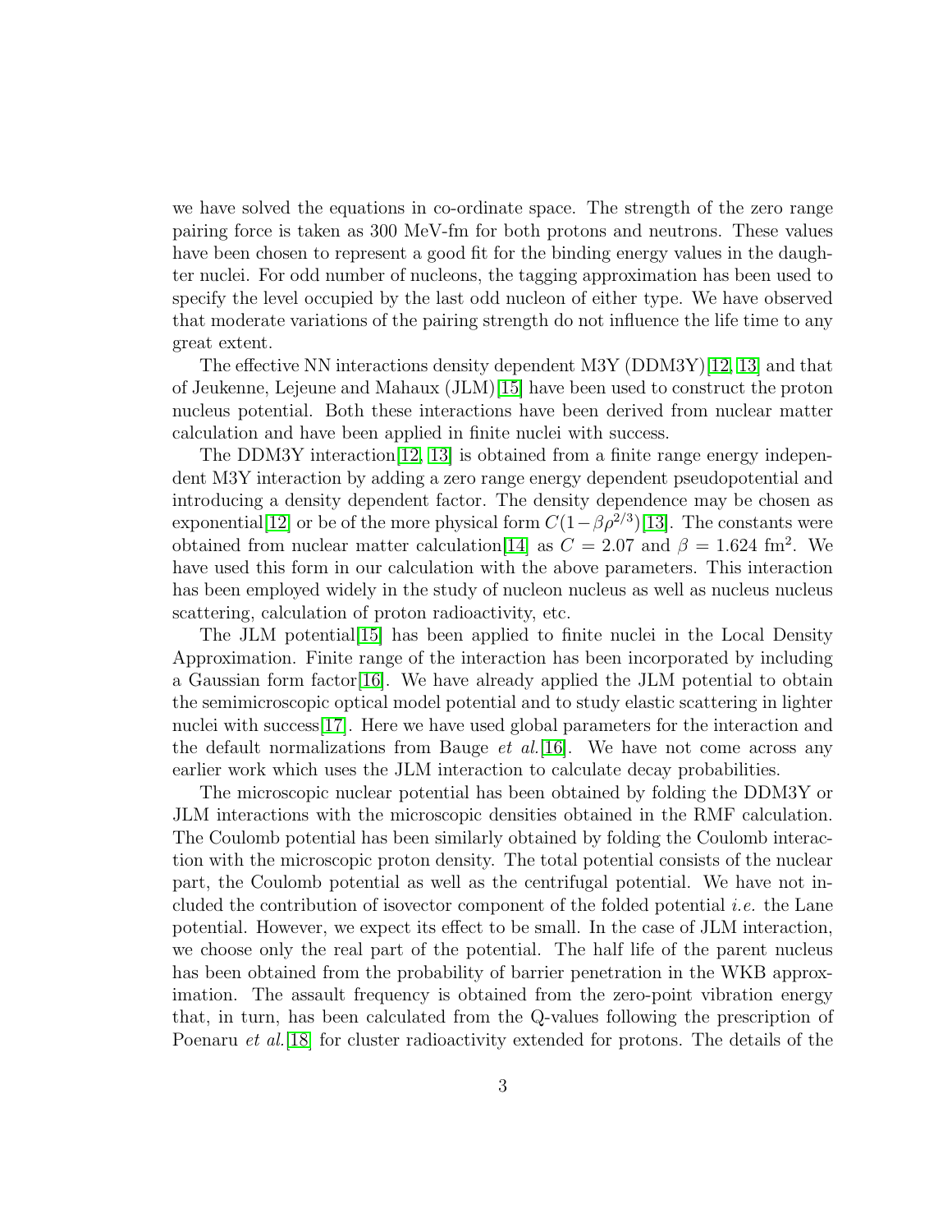we have solved the equations in co-ordinate space. The strength of the zero range pairing force is taken as 300 MeV-fm for both protons and neutrons. These values have been chosen to represent a good fit for the binding energy values in the daughter nuclei. For odd number of nucleons, the tagging approximation has been used to specify the level occupied by the last odd nucleon of either type. We have observed that moderate variations of the pairing strength do not influence the life time to any great extent.

The effective NN interactions density dependent M3Y (DDM3Y)[12, 13] and that of Jeukenne, Lejeune and Mahaux (JLM)[15] have been used to construct the proton nucleus potential. Both these interactions have been derived from nuclear matter calculation and have been applied in finite nuclei with success.

The DDM3Y interaction[12, 13] is obtained from a finite range energy independent M3Y interaction by adding a zero range energy dependent pseudopotential and introducing a density dependent factor. The density dependence may be chosen as exponential[12] or be of the more physical form $C(1-\beta\rho^{2/3})$[13]. The constants were obtained from nuclear matter calculation[14] as $C = 2.07$ and $\beta = 1.624$ fm$^2$. We have used this form in our calculation with the above parameters. This interaction has been employed widely in the study of nucleon nucleus as well as nucleus nucleus scattering, calculation of proton radioactivity, etc.

The JLM potential[15] has been applied to finite nuclei in the Local Density Approximation. Finite range of the interaction has been incorporated by including a Gaussian form factor[16]. We have already applied the JLM potential to obtain the semimicroscopic optical model potential and to study elastic scattering in lighter nuclei with success[17]. Here we have used global parameters for the interaction and the default normalizations from Bauge *et al.*[16]. We have not come across any earlier work which uses the JLM interaction to calculate decay probabilities.

The microscopic nuclear potential has been obtained by folding the DDM3Y or JLM interactions with the microscopic densities obtained in the RMF calculation. The Coulomb potential has been similarly obtained by folding the Coulomb interaction with the microscopic proton density. The total potential consists of the nuclear part, the Coulomb potential as well as the centrifugal potential. We have not included the contribution of isovector component of the folded potential *i.e.* the Lane potential. However, we expect its effect to be small. In the case of JLM interaction, we choose only the real part of the potential. The half life of the parent nucleus has been obtained from the probability of barrier penetration in the WKB approximation. The assault frequency is obtained from the zero-point vibration energy that, in turn, has been calculated from the Q-values following the prescription of Poenaru *et al.*[18] for cluster radioactivity extended for protons. The details of the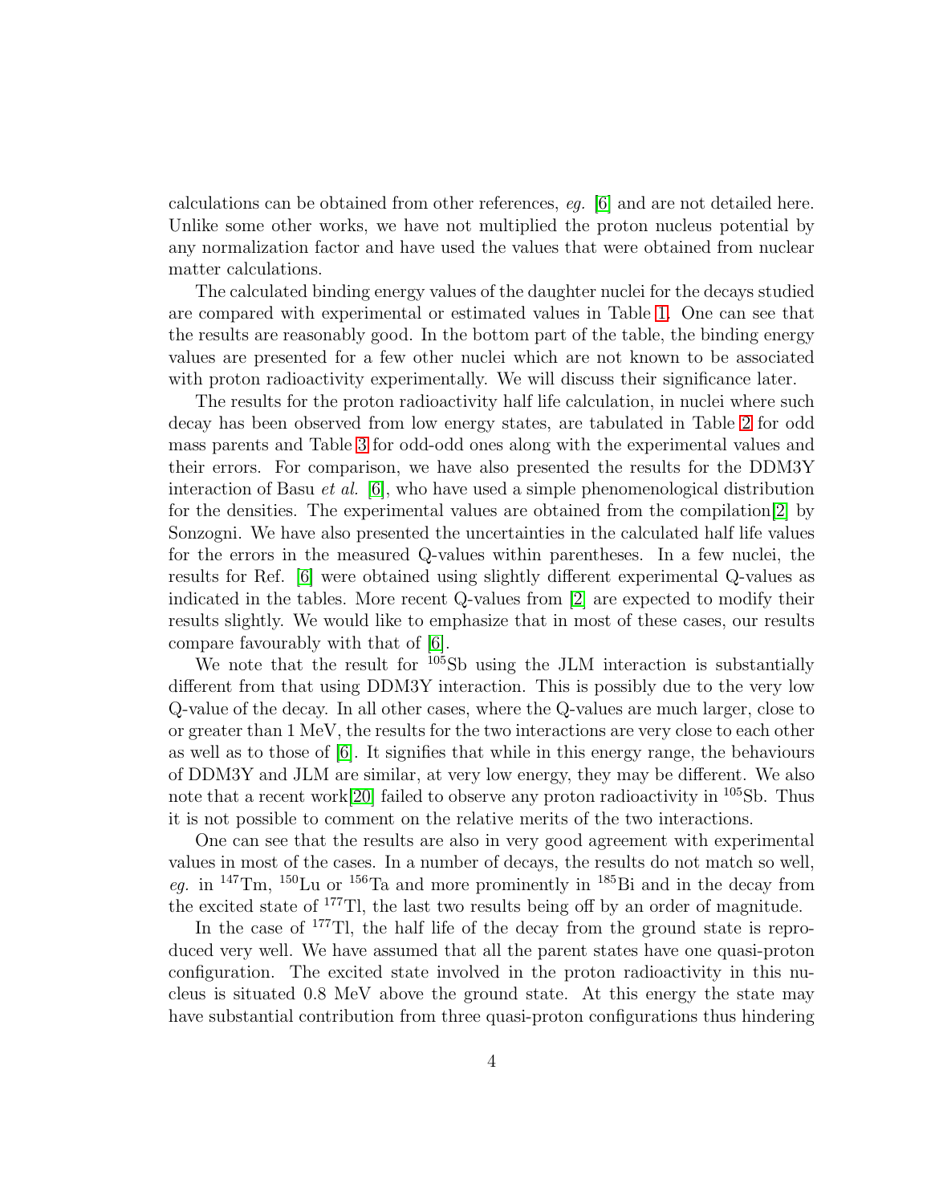calculations can be obtained from other references, *eg.* [6] and are not detailed here. Unlike some other works, we have not multiplied the proton nucleus potential by any normalization factor and have used the values that were obtained from nuclear matter calculations.

The calculated binding energy values of the daughter nuclei for the decays studied are compared with experimental or estimated values in Table 1. One can see that the results are reasonably good. In the bottom part of the table, the binding energy values are presented for a few other nuclei which are not known to be associated with proton radioactivity experimentally. We will discuss their significance later.

The results for the proton radioactivity half life calculation, in nuclei where such decay has been observed from low energy states, are tabulated in Table 2 for odd mass parents and Table 3 for odd-odd ones along with the experimental values and their errors. For comparison, we have also presented the results for the DDM3Y interaction of Basu *et al.* [6], who have used a simple phenomenological distribution for the densities. The experimental values are obtained from the compilation[2] by Sonzogni. We have also presented the uncertainties in the calculated half life values for the errors in the measured Q-values within parentheses. In a few nuclei, the results for Ref. [6] were obtained using slightly different experimental Q-values as indicated in the tables. More recent Q-values from [2] are expected to modify their results slightly. We would like to emphasize that in most of these cases, our results compare favourably with that of [6].

We note that the result for $^{105}$Sb using the JLM interaction is substantially different from that using DDM3Y interaction. This is possibly due to the very low Q-value of the decay. In all other cases, where the Q-values are much larger, close to or greater than 1 MeV, the results for the two interactions are very close to each other as well as to those of [6]. It signifies that while in this energy range, the behaviours of DDM3Y and JLM are similar, at very low energy, they may be different. We also note that a recent work[20] failed to observe any proton radioactivity in $^{105}$Sb. Thus it is not possible to comment on the relative merits of the two interactions.

One can see that the results are also in very good agreement with experimental values in most of the cases. In a number of decays, the results do not match so well, *eg.* in $^{147}$Tm, $^{150}$Lu or $^{156}$Ta and more prominently in $^{185}$Bi and in the decay from the excited state of $^{177}$Tl, the last two results being off by an order of magnitude.

In the case of $^{177}$Tl, the half life of the decay from the ground state is reproduced very well. We have assumed that all the parent states have one quasi-proton configuration. The excited state involved in the proton radioactivity in this nucleus is situated 0.8 MeV above the ground state. At this energy the state may have substantial contribution from three quasi-proton configurations thus hindering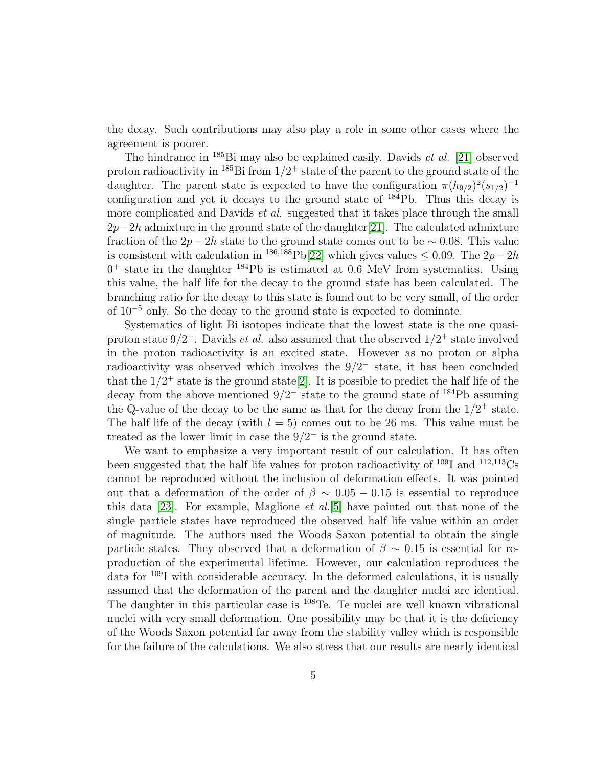the decay. Such contributions may also play a role in some other cases where the agreement is poorer.

The hindrance in $^{185}$Bi may also be explained easily. Davids *et al.* [21] observed proton radioactivity in $^{185}$Bi from $1/2^+$ state of the parent to the ground state of the daughter. The parent state is expected to have the configuration $\pi(h_{9/2})^2(s_{1/2})^{-1}$ configuration and yet it decays to the ground state of $^{184}$Pb. Thus this decay is more complicated and Davids *et al.* suggested that it takes place through the small $2p-2h$ admixture in the ground state of the daughter[21]. The calculated admixture fraction of the $2p-2h$ state to the ground state comes out to be $\sim 0.08$. This value is consistent with calculation in $^{186,188}$Pb[22] which gives values $\leq 0.09$. The $2p-2h$ $0^+$ state in the daughter $^{184}$Pb is estimated at 0.6 MeV from systematics. Using this value, the half life for the decay to the ground state has been calculated. The branching ratio for the decay to this state is found out to be very small, of the order of $10^{-5}$ only. So the decay to the ground state is expected to dominate.

Systematics of light Bi isotopes indicate that the lowest state is the one quasi-proton state $9/2^-$. Davids *et al.* also assumed that the observed $1/2^+$ state involved in the proton radioactivity is an excited state. However as no proton or alpha radioactivity was observed which involves the $9/2^-$ state, it has been concluded that the $1/2^+$ state is the ground state[2]. It is possible to predict the half life of the decay from the above mentioned $9/2^-$ state to the ground state of $^{184}$Pb assuming the Q-value of the decay to be the same as that for the decay from the $1/2^+$ state. The half life of the decay (with $l = 5$) comes out to be 26 ms. This value must be treated as the lower limit in case the $9/2^-$ is the ground state.

We want to emphasize a very important result of our calculation. It has often been suggested that the half life values for proton radioactivity of $^{109}$I and $^{112,113}$Cs cannot be reproduced without the inclusion of deformation effects. It was pointed out that a deformation of the order of $\beta \sim 0.05-0.15$ is essential to reproduce this data [23]. For example, Maglione *et al.*[5] have pointed out that none of the single particle states have reproduced the observed half life value within an order of magnitude. The authors used the Woods Saxon potential to obtain the single particle states. They observed that a deformation of $\beta \sim 0.15$ is essential for reproduction of the experimental lifetime. However, our calculation reproduces the data for $^{109}$I with considerable accuracy. In the deformed calculations, it is usually assumed that the deformation of the parent and the daughter nuclei are identical. The daughter in this particular case is $^{108}$Te. Te nuclei are well known vibrational nuclei with very small deformation. One possibility may be that it is the deficiency of the Woods Saxon potential far away from the stability valley which is responsible for the failure of the calculations. We also stress that our results are nearly identical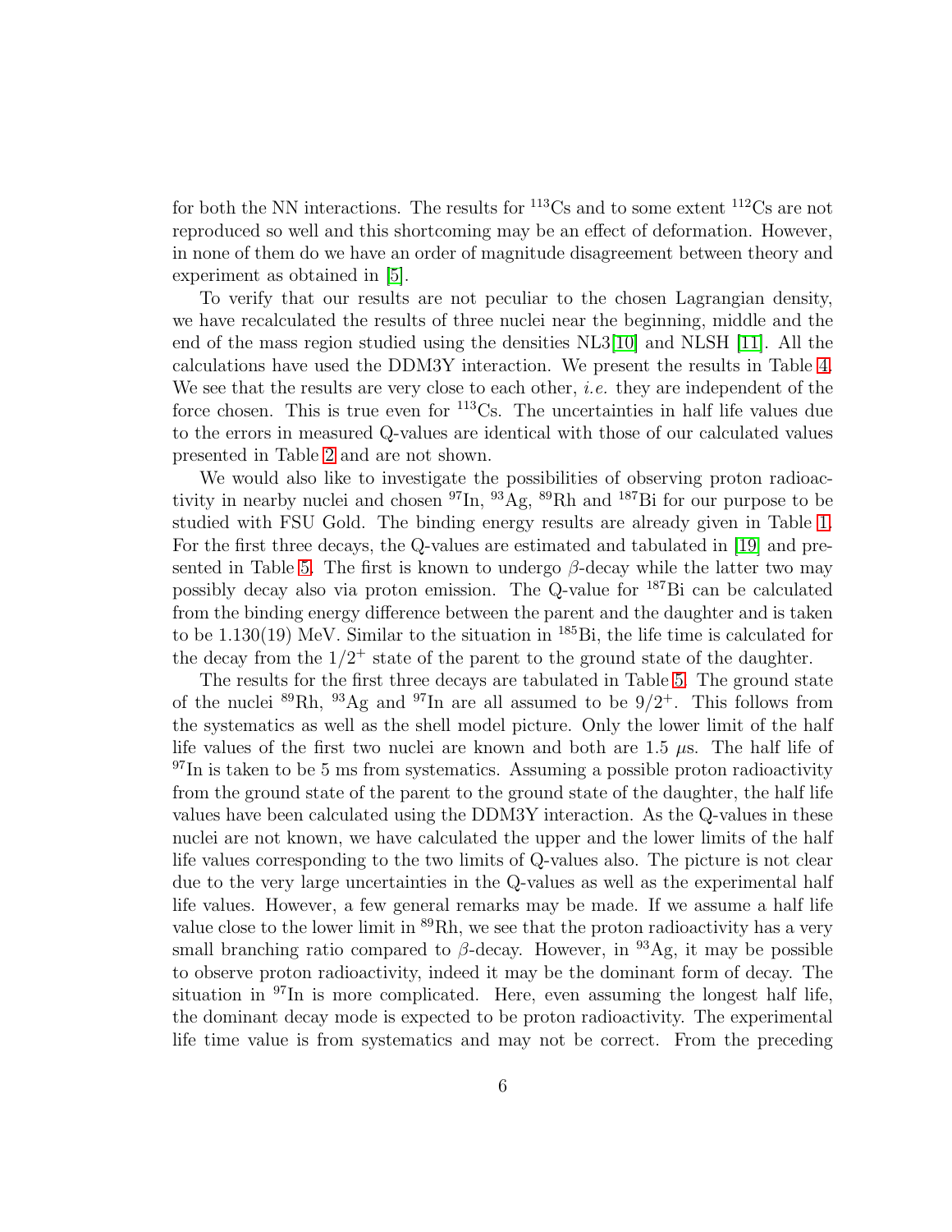for both the NN interactions. The results for $^{113}$Cs and to some extent $^{112}$Cs are not reproduced so well and this shortcoming may be an effect of deformation. However, in none of them do we have an order of magnitude disagreement between theory and experiment as obtained in [5].

To verify that our results are not peculiar to the chosen Lagrangian density, we have recalculated the results of three nuclei near the beginning, middle and the end of the mass region studied using the densities NL3[10] and NLSH [11]. All the calculations have used the DDM3Y interaction. We present the results in Table 4. We see that the results are very close to each other, *i.e.* they are independent of the force chosen. This is true even for $^{113}$Cs. The uncertainties in half life values due to the errors in measured Q-values are identical with those of our calculated values presented in Table 2 and are not shown.

We would also like to investigate the possibilities of observing proton radioactivity in nearby nuclei and chosen $^{97}$In, $^{93}$Ag, $^{89}$Rh and $^{187}$Bi for our purpose to be studied with FSU Gold. The binding energy results are already given in Table 1. For the first three decays, the Q-values are estimated and tabulated in [19] and presented in Table 5. The first is known to undergo $\beta$-decay while the latter two may possibly decay also via proton emission. The Q-value for $^{187}$Bi can be calculated from the binding energy difference between the parent and the daughter and is taken to be 1.130(19) MeV. Similar to the situation in $^{185}$Bi, the life time is calculated for the decay from the $1/2^+$ state of the parent to the ground state of the daughter.

The results for the first three decays are tabulated in Table 5. The ground state of the nuclei $^{89}$Rh, $^{93}$Ag and $^{97}$In are all assumed to be $9/2^+$. This follows from the systematics as well as the shell model picture. Only the lower limit of the half life values of the first two nuclei are known and both are 1.5 $\mu$s. The half life of $^{97}$In is taken to be 5 ms from systematics. Assuming a possible proton radioactivity from the ground state of the parent to the ground state of the daughter, the half life values have been calculated using the DDM3Y interaction. As the Q-values in these nuclei are not known, we have calculated the upper and the lower limits of the half life values corresponding to the two limits of Q-values also. The picture is not clear due to the very large uncertainties in the Q-values as well as the experimental half life values. However, a few general remarks may be made. If we assume a half life value close to the lower limit in $^{89}$Rh, we see that the proton radioactivity has a very small branching ratio compared to $\beta$-decay. However, in $^{93}$Ag, it may be possible to observe proton radioactivity, indeed it may be the dominant form of decay. The situation in $^{97}$In is more complicated. Here, even assuming the longest half life, the dominant decay mode is expected to be proton radioactivity. The experimental life time value is from systematics and may not be correct. From the preceding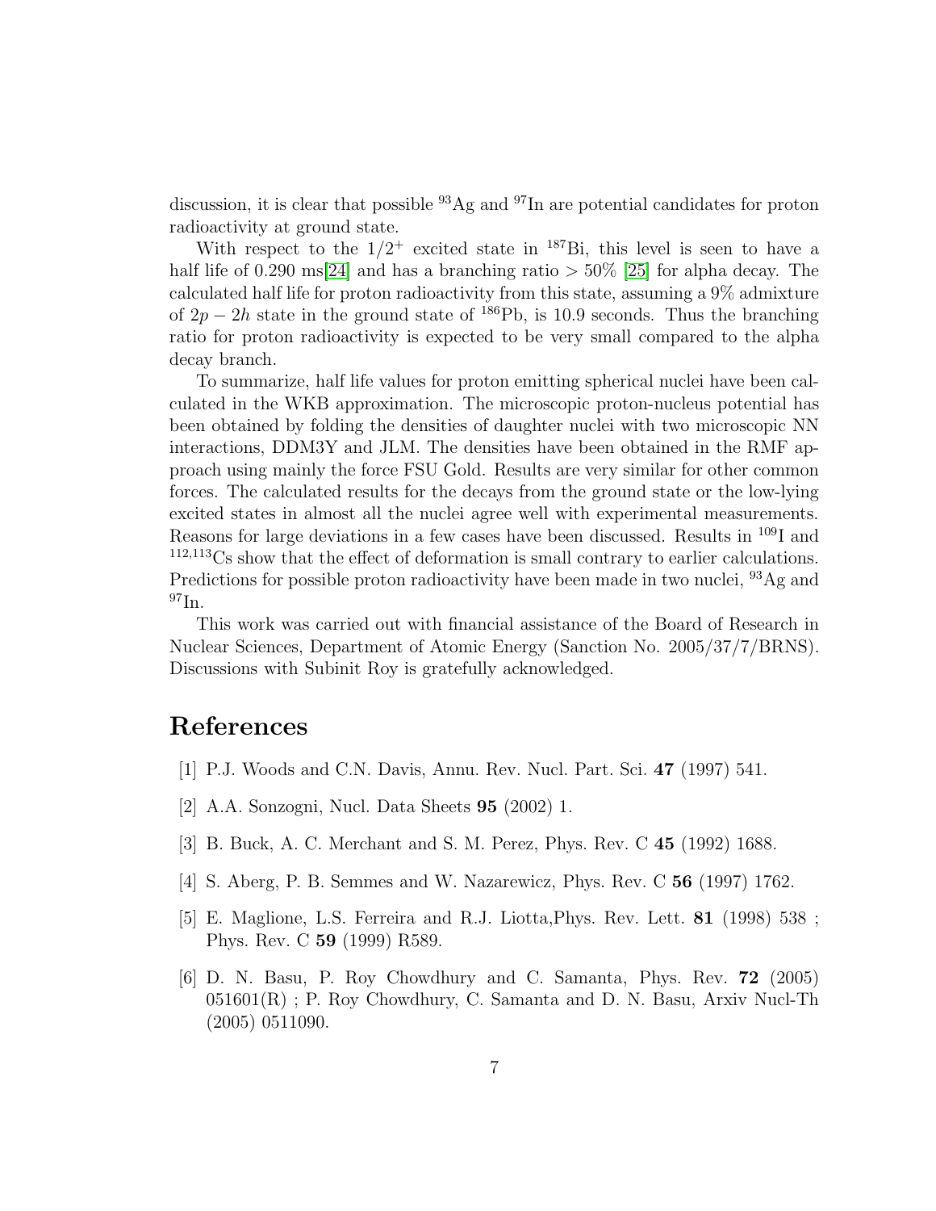discussion, it is clear that possible $^{93}$Ag and $^{97}$In are potential candidates for proton radioactivity at ground state.

With respect to the $1/2^{+}$ excited state in $^{187}$Bi, this level is seen to have a half life of 0.290 ms[24] and has a branching ratio $> 50\%$ [25] for alpha decay. The calculated half life for proton radioactivity from this state, assuming a 9% admixture of $2p-2h$ state in the ground state of $^{186}$Pb, is 10.9 seconds. Thus the branching ratio for proton radioactivity is expected to be very small compared to the alpha decay branch.

To summarize, half life values for proton emitting spherical nuclei have been calculated in the WKB approximation. The microscopic proton-nucleus potential has been obtained by folding the densities of daughter nuclei with two microscopic NN interactions, DDM3Y and JLM. The densities have been obtained in the RMF approach using mainly the force FSU Gold. Results are very similar for other common forces. The calculated results for the decays from the ground state or the low-lying excited states in almost all the nuclei agree well with experimental measurements. Reasons for large deviations in a few cases have been discussed. Results in $^{109}$I and $^{112,113}$Cs show that the effect of deformation is small contrary to earlier calculations. Predictions for possible proton radioactivity have been made in two nuclei, $^{93}$Ag and $^{97}$In.

This work was carried out with financial assistance of the Board of Research in Nuclear Sciences, Department of Atomic Energy (Sanction No. 2005/37/7/BRNS). Discussions with Subinit Roy is gratefully acknowledged.

# References

[1] P.J. Woods and C.N. Davis, Annu. Rev. Nucl. Part. Sci. **47** (1997) 541.

[2] A.A. Sonzogni, Nucl. Data Sheets **95** (2002) 1.

[3] B. Buck, A. C. Merchant and S. M. Perez, Phys. Rev. C **45** (1992) 1688.

[4] S. Aberg, P. B. Semmes and W. Nazarewicz, Phys. Rev. C **56** (1997) 1762.

[5] E. Maglione, L.S. Ferreira and R.J. Liotta,Phys. Rev. Lett. **81** (1998) 538 ; Phys. Rev. C **59** (1999) R589.

[6] D. N. Basu, P. Roy Chowdhury and C. Samanta, Phys. Rev. **72** (2005) 051601(R) ; P. Roy Chowdhury, C. Samanta and D. N. Basu, Arxiv Nucl-Th (2005) 0511090.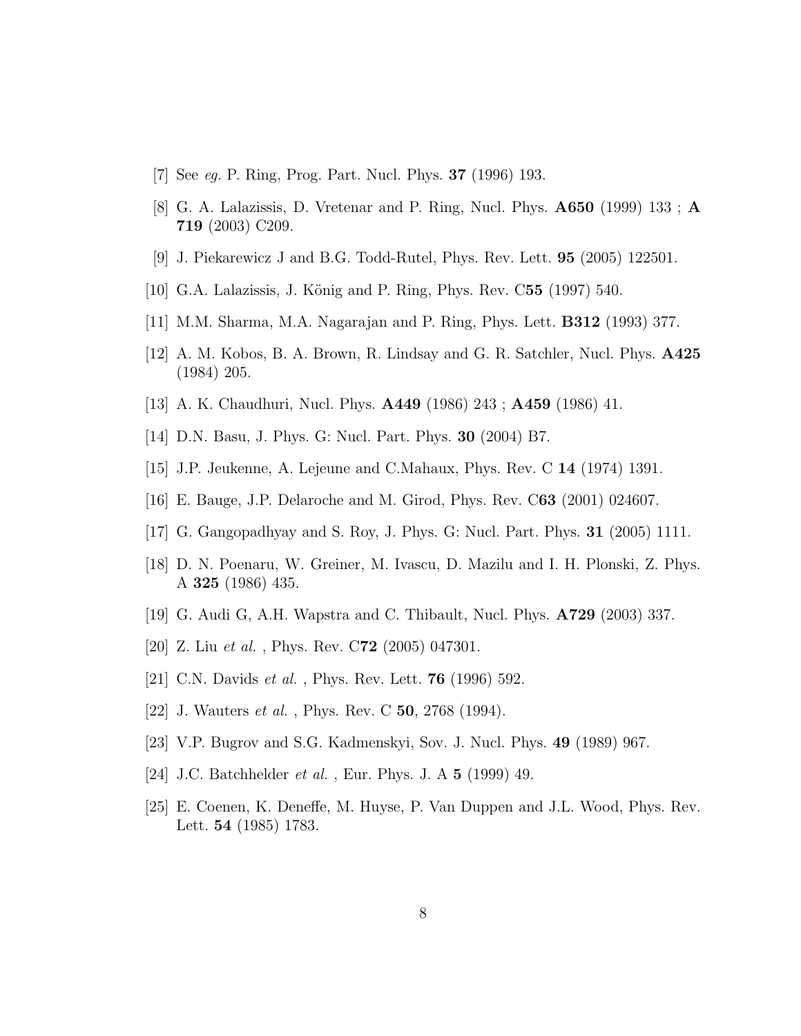[7] See *eg.* P. Ring, Prog. Part. Nucl. Phys. **37** (1996) 193.

[8] G. A. Lalazissis, D. Vretenar and P. Ring, Nucl. Phys. **A650** (1999) 133 ; **A 719** (2003) C209.

[9] J. Piekarewicz J and B.G. Todd-Rutel, Phys. Rev. Lett. **95** (2005) 122501.

[10] G.A. Lalazissis, J. König and P. Ring, Phys. Rev. C**55** (1997) 540.

[11] M.M. Sharma, M.A. Nagarajan and P. Ring, Phys. Lett. **B312** (1993) 377.

[12] A. M. Kobos, B. A. Brown, R. Lindsay and G. R. Satchler, Nucl. Phys. **A425** (1984) 205.

[13] A. K. Chaudhuri, Nucl. Phys. **A449** (1986) 243 ; **A459** (1986) 41.

[14] D.N. Basu, J. Phys. G: Nucl. Part. Phys. **30** (2004) B7.

[15] J.P. Jeukenne, A. Lejeune and C.Mahaux, Phys. Rev. C **14** (1974) 1391.

[16] E. Bauge, J.P. Delaroche and M. Girod, Phys. Rev. C**63** (2001) 024607.

[17] G. Gangopadhyay and S. Roy, J. Phys. G: Nucl. Part. Phys. **31** (2005) 1111.

[18] D. N. Poenaru, W. Greiner, M. Ivascu, D. Mazilu and I. H. Plonski, Z. Phys. A **325** (1986) 435.

[19] G. Audi G, A.H. Wapstra and C. Thibault, Nucl. Phys. **A729** (2003) 337.

[20] Z. Liu *et al.* , Phys. Rev. C**72** (2005) 047301.

[21] C.N. Davids *et al.* , Phys. Rev. Lett. **76** (1996) 592.

[22] J. Wauters *et al.* , Phys. Rev. C **50**, 2768 (1994).

[23] V.P. Bugrov and S.G. Kadmenskyi, Sov. J. Nucl. Phys. **49** (1989) 967.

[24] J.C. Batchhelder *et al.* , Eur. Phys. J. A **5** (1999) 49.

[25] E. Coenen, K. Deneffe, M. Huyse, P. Van Duppen and J.L. Wood, Phys. Rev. Lett. **54** (1985) 1783.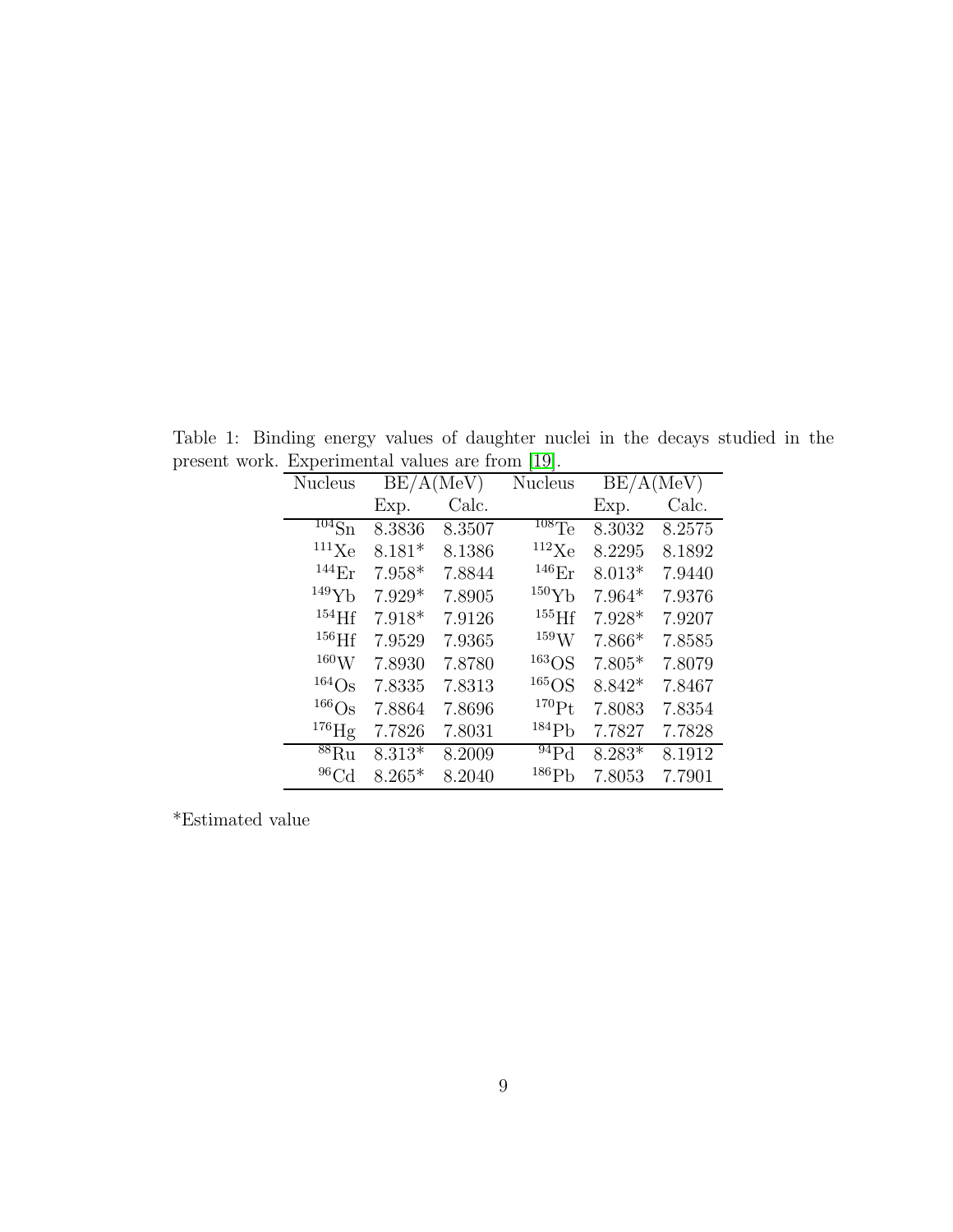Table 1: Binding energy values of daughter nuclei in the decays studied in the present work. Experimental values are from [19].

| Nucleus | BE/A(MeV) | | Nucleus | BE/A(MeV) | |
|---|---|---|---|---|---|
| | Exp. | Calc. | | Exp. | Calc. |
| $^{104}$Sn | 8.3836 | 8.3507 | $^{108}$Te | 8.3032 | 8.2575 |
| $^{111}$Xe | 8.181* | 8.1386 | $^{112}$Xe | 8.2295 | 8.1892 |
| $^{144}$Er | 7.958* | 7.8844 | $^{146}$Er | 8.013* | 7.9440 |
| $^{149}$Yb | 7.929* | 7.8905 | $^{150}$Yb | 7.964* | 7.9376 |
| $^{154}$Hf | 7.918* | 7.9126 | $^{155}$Hf | 7.928* | 7.9207 |
| $^{156}$Hf | 7.9529 | 7.9365 | $^{159}$W | 7.866* | 7.8585 |
| $^{160}$W | 7.8930 | 7.8780 | $^{163}$OS | 7.805* | 7.8079 |
| $^{164}$Os | 7.8335 | 7.8313 | $^{165}$OS | 8.842* | 7.8467 |
| $^{166}$Os | 7.8864 | 7.8696 | $^{170}$Pt | 7.8083 | 7.8354 |
| $^{176}$Hg | 7.7826 | 7.8031 | $^{184}$Pb | 7.7827 | 7.7828 |
| $^{88}$Ru | 8.313* | 8.2009 | $^{94}$Pd | 8.283* | 8.1912 |
| $^{96}$Cd | 8.265* | 8.2040 | $^{186}$Pb | 7.8053 | 7.7901 |

*Estimated value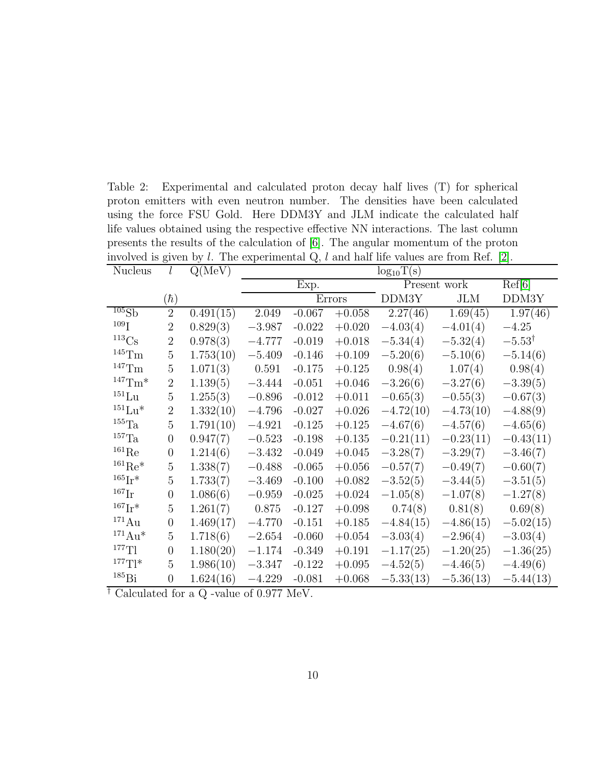Table 2: Experimental and calculated proton decay half lives (T) for spherical proton emitters with even neutron number. The densities have been calculated using the force FSU Gold. Here DDM3Y and JLM indicate the calculated half life values obtained using the respective effective NN interactions. The last column presents the results of the calculation of [6]. The angular momentum of the proton involved is given by $l$. The experimental Q, $l$ and half life values are from Ref. [2].

| Nucleus | $l$ | Q(MeV) | $\log_{10}$T(s) | | | | | |
|---|---|---|---|---|---|---|---|---|
| | | | Exp. | | | Present work | | Ref[6] |
| | ($\hbar$) | | | Errors | | DDM3Y | JLM | DDM3Y |
| $^{105}$Sb | 2 | 0.491(15) | 2.049 | -0.067 | +0.058 | 2.27(46) | 1.69(45) | 1.97(46) |
| $^{109}$I | 2 | 0.829(3) | $-3.987$ | -0.022 | +0.020 | $-4.03(4)$ | $-4.01(4)$ | $-4.25$ |
| $^{113}$Cs | 2 | 0.978(3) | $-4.777$ | -0.019 | +0.018 | $-5.34(4)$ | $-5.32(4)$ | $-5.53^{\dagger}$ |
| $^{145}$Tm | 5 | 1.753(10) | $-5.409$ | -0.146 | +0.109 | $-5.20(6)$ | $-5.10(6)$ | $-5.14(6)$ |
| $^{147}$Tm | 5 | 1.071(3) | 0.591 | -0.175 | +0.125 | 0.98(4) | 1.07(4) | 0.98(4) |
| $^{147}$Tm* | 2 | 1.139(5) | $-3.444$ | -0.051 | +0.046 | $-3.26(6)$ | $-3.27(6)$ | $-3.39(5)$ |
| $^{151}$Lu | 5 | 1.255(3) | $-0.896$ | -0.012 | +0.011 | $-0.65(3)$ | $-0.55(3)$ | $-0.67(3)$ |
| $^{151}$Lu* | 2 | 1.332(10) | $-4.796$ | -0.027 | +0.026 | $-4.72(10)$ | $-4.73(10)$ | $-4.88(9)$ |
| $^{155}$Ta | 5 | 1.791(10) | $-4.921$ | -0.125 | +0.125 | $-4.67(6)$ | $-4.57(6)$ | $-4.65(6)$ |
| $^{157}$Ta | 0 | 0.947(7) | $-0.523$ | -0.198 | +0.135 | $-0.21(11)$ | $-0.23(11)$ | $-0.43(11)$ |
| $^{161}$Re | 0 | 1.214(6) | $-3.432$ | -0.049 | +0.045 | $-3.28(7)$ | $-3.29(7)$ | $-3.46(7)$ |
| $^{161}$Re* | 5 | 1.338(7) | $-0.488$ | -0.065 | +0.056 | $-0.57(7)$ | $-0.49(7)$ | $-0.60(7)$ |
| $^{165}$Ir* | 5 | 1.733(7) | $-3.469$ | -0.100 | +0.082 | $-3.52(5)$ | $-3.44(5)$ | $-3.51(5)$ |
| $^{167}$Ir | 0 | 1.086(6) | $-0.959$ | -0.025 | +0.024 | $-1.05(8)$ | $-1.07(8)$ | $-1.27(8)$ |
| $^{167}$Ir* | 5 | 1.261(7) | 0.875 | -0.127 | +0.098 | 0.74(8) | 0.81(8) | 0.69(8) |
| $^{171}$Au | 0 | 1.469(17) | $-4.770$ | -0.151 | +0.185 | $-4.84(15)$ | $-4.86(15)$ | $-5.02(15)$ |
| $^{171}$Au* | 5 | 1.718(6) | $-2.654$ | -0.060 | +0.054 | $-3.03(4)$ | $-2.96(4)$ | $-3.03(4)$ |
| $^{177}$Tl | 0 | 1.180(20) | $-1.174$ | -0.349 | +0.191 | $-1.17(25)$ | $-1.20(25)$ | $-1.36(25)$ |
| $^{177}$Tl* | 5 | 1.986(10) | $-3.347$ | -0.122 | +0.095 | $-4.52(5)$ | $-4.46(5)$ | $-4.49(6)$ |
| $^{185}$Bi | 0 | 1.624(16) | $-4.229$ | -0.081 | +0.068 | $-5.33(13)$ | $-5.36(13)$ | $-5.44(13)$ |

$^{\dagger}$ Calculated for a Q -value of 0.977 MeV.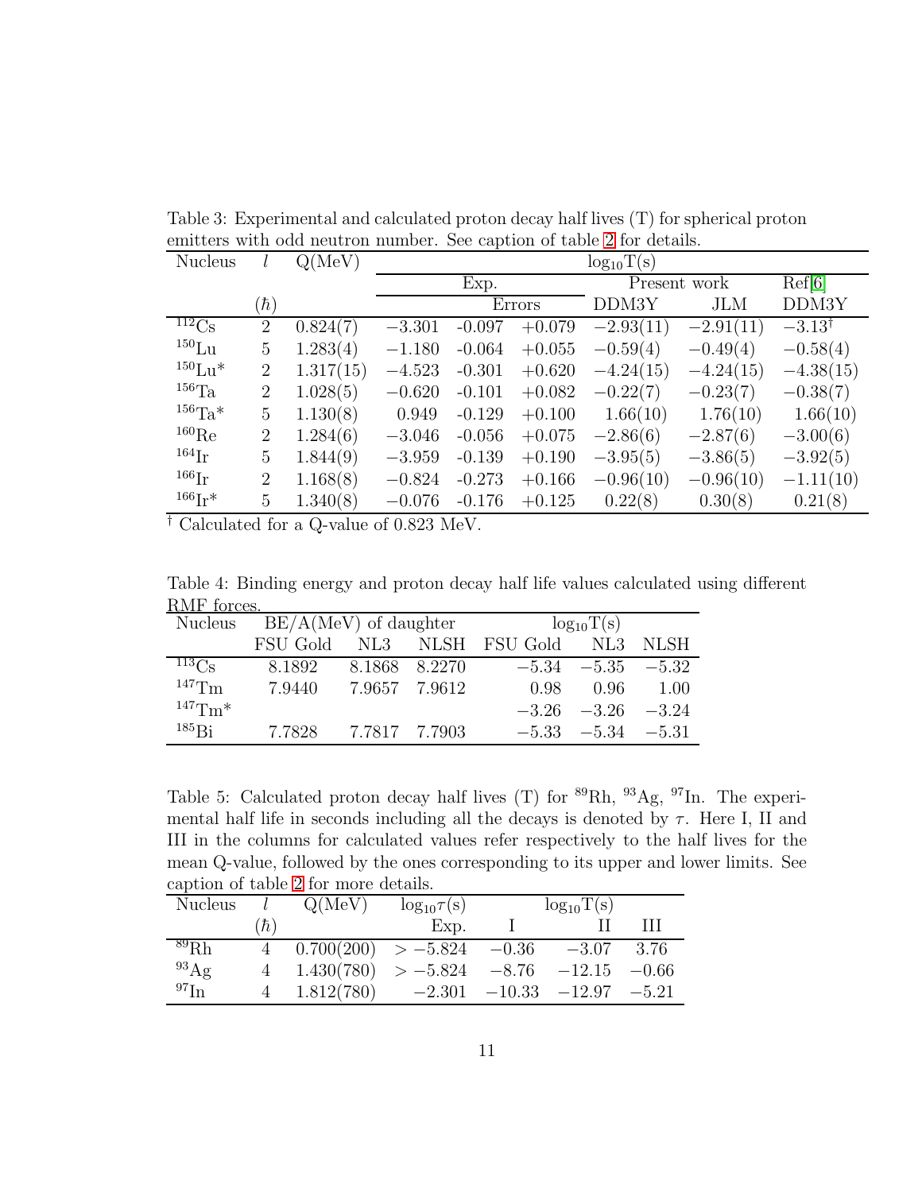Table 3: Experimental and calculated proton decay half lives (T) for spherical proton emitters with odd neutron number. See caption of table 2 for details.

| Nucleus | $l$ | Q(MeV) | $\log_{10}$T(s) | | | | | |
|---|---|---|---|---|---|---|---|---|
| | | | Exp. | | | Present work | | Ref[6] |
| | $(\hbar)$ | | | Errors | | DDM3Y | JLM | DDM3Y |
| $^{112}$Cs | 2 | 0.824(7) | −3.301 | -0.097 | +0.079 | −2.93(11) | −2.91(11) | −3.13$^{\dagger}$ |
| $^{150}$Lu | 5 | 1.283(4) | −1.180 | -0.064 | +0.055 | −0.59(4) | −0.49(4) | −0.58(4) |
| $^{150}$Lu* | 2 | 1.317(15) | −4.523 | -0.301 | +0.620 | −4.24(15) | −4.24(15) | −4.38(15) |
| $^{156}$Ta | 2 | 1.028(5) | −0.620 | -0.101 | +0.082 | −0.22(7) | −0.23(7) | −0.38(7) |
| $^{156}$Ta* | 5 | 1.130(8) | 0.949 | -0.129 | +0.100 | 1.66(10) | 1.76(10) | 1.66(10) |
| $^{160}$Re | 2 | 1.284(6) | −3.046 | -0.056 | +0.075 | −2.86(6) | −2.87(6) | −3.00(6) |
| $^{164}$Ir | 5 | 1.844(9) | −3.959 | -0.139 | +0.190 | −3.95(5) | −3.86(5) | −3.92(5) |
| $^{166}$Ir | 2 | 1.168(8) | −0.824 | -0.273 | +0.166 | −0.96(10) | −0.96(10) | −1.11(10) |
| $^{166}$Ir* | 5 | 1.340(8) | −0.076 | -0.176 | +0.125 | 0.22(8) | 0.30(8) | 0.21(8) |

$^{\dagger}$ Calculated for a Q-value of 0.823 MeV.

Table 4: Binding energy and proton decay half life values calculated using different RMF forces.

| Nucleus | BE/A(MeV) of daughter | | | $\log_{10}$T(s) | | |
|---|---|---|---|---|---|---|
| | FSU Gold | NL3 | NLSH | FSU Gold | NL3 | NLSH |
| $^{113}$Cs | 8.1892 | 8.1868 | 8.2270 | −5.34 | −5.35 | −5.32 |
| $^{147}$Tm | 7.9440 | 7.9657 | 7.9612 | 0.98 | 0.96 | 1.00 |
| $^{147}$Tm* | | | | −3.26 | −3.26 | −3.24 |
| $^{185}$Bi | 7.7828 | 7.7817 | 7.7903 | −5.33 | −5.34 | −5.31 |

Table 5: Calculated proton decay half lives (T) for $^{89}$Rh, $^{93}$Ag, $^{97}$In. The experimental half life in seconds including all the decays is denoted by $\tau$. Here I, II and III in the columns for calculated values refer respectively to the half lives for the mean Q-value, followed by the ones corresponding to its upper and lower limits. See caption of table 2 for more details.

| Nucleus | $l$ | Q(MeV) | $\log_{10}\tau$(s) | $\log_{10}$T(s) | | |
|---|---|---|---|---|---|---|
| | $(\hbar)$ | | Exp. | I | II | III |
| $^{89}$Rh | 4 | 0.700(200) | $> -5.824$ | −0.36 | −3.07 | 3.76 |
| $^{93}$Ag | 4 | 1.430(780) | $> -5.824$ | −8.76 | −12.15 | −0.66 |
| $^{97}$In | 4 | 1.812(780) | −2.301 | −10.33 | −12.97 | −5.21 |